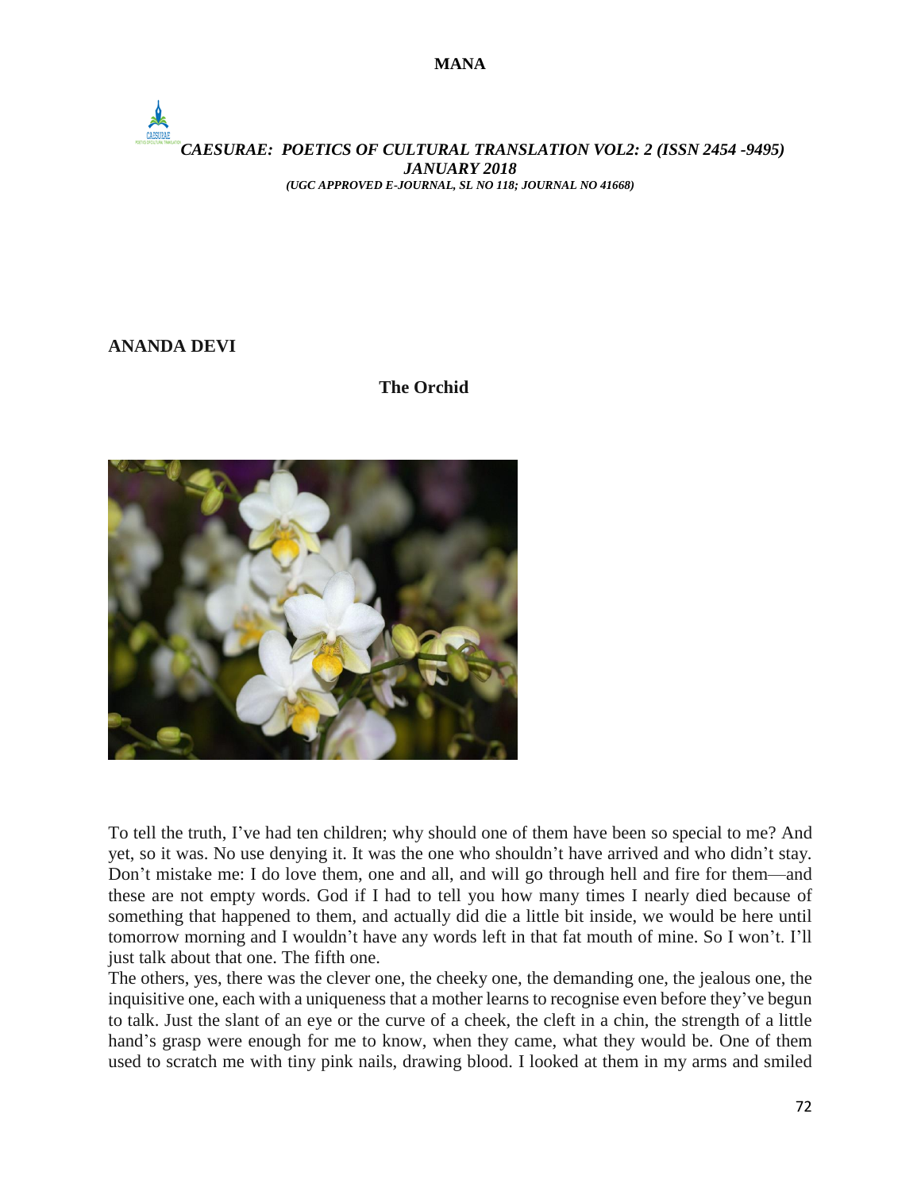## ANANDA DEVI

### The Orchid

To tell the truth, I've had ten children; why should one of them have been so special to me? And yet, so it was. No use denying it. It was the one who shouldn't have arrived and who didn't stay. Don't mistake me: I do love them, one and all, and will go through hell and fire for them—and these are not empty words. God if I had to tell you how many times I nearly died because of something that happened to them, and actually did die a little bit inside, we would be here until tomorrow morning and I wouldn't have any words left in that fat mouth of mine. So I won't. I'll just talk about that one. The fifth one.

The others, yes, there was the clever one, the cheeky one, the demanding one, the jealous one, the inquisitive one, each with a uniqueness that a mother learns to recognise even before they've begun to talk. Just the slant of an eye or the curve of a cheek, the cleft in a chin, the strength of a little hand's grasp were enough for me to know, when they came, what they would be. One of them used to scratch me with tiny pink nails, drawing blood. I looked at them in my arms and smiled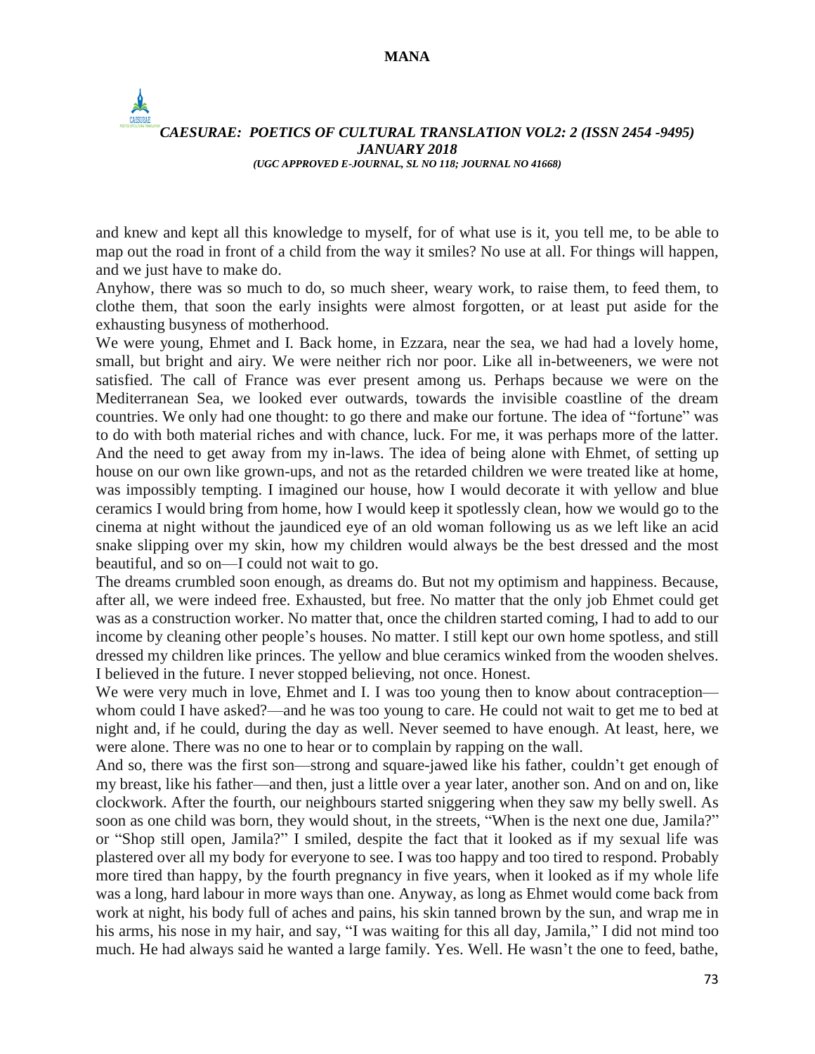and knew and kept all this knowledge to myself, for of what use is it, you tell me, to be able to map out the road in front of a child from the way it smiles? No use at all. For things will happen, and we just have to make do.

Anyhow, there was so much to do, so much sheer, weary work, to raise them, to feed them, to clothe them, that soon the early insights were almost forgotten, or at least put aside for the exhausting busyness of motherhood.

We were young, Ehmet and I. Back home, in Ezzara, near the sea, we had had a lovely home, small, but bright and airy. We were neither rich nor poor. Like all in-betweeners, we were not satisfied. The call of France was ever present among us. Perhaps because we were on the Mediterranean Sea, we looked ever outwards, towards the invisible coastline of the dream countries. We only had one thought: to go there and make our fortune. The idea of "fortune" was to do with both material riches and with chance, luck. For me, it was perhaps more of the latter. And the need to get away from my in-laws. The idea of being alone with Ehmet, of setting up house on our own like grown-ups, and not as the retarded children we were treated like at home, was impossibly tempting. I imagined our house, how I would decorate it with yellow and blue ceramics I would bring from home, how I would keep it spotlessly clean, how we would go to the cinema at night without the jaundiced eye of an old woman following us as we left like an acid snake slipping over my skin, how my children would always be the best dressed and the most beautiful, and so on—I could not wait to go.

The dreams crumbled soon enough, as dreams do. But not my optimism and happiness. Because, after all, we were indeed free. Exhausted, but free. No matter that the only job Ehmet could get was as a construction worker. No matter that, once the children started coming, I had to add to our income by cleaning other people's houses. No matter. I still kept our own home spotless, and still dressed my children like princes. The yellow and blue ceramics winked from the wooden shelves. I believed in the future. I never stopped believing, not once. Honest.

We were very much in love, Ehmet and I. I was too young then to know about contraception—whom could I have asked?—and he was too young to care. He could not wait to get me to bed at night and, if he could, during the day as well. Never seemed to have enough. At least, here, we were alone. There was no one to hear or to complain by rapping on the wall.

And so, there was the first son—strong and square-jawed like his father, couldn't get enough of my breast, like his father—and then, just a little over a year later, another son. And on and on, like clockwork. After the fourth, our neighbours started sniggering when they saw my belly swell. As soon as one child was born, they would shout, in the streets, "When is the next one due, Jamila?" or "Shop still open, Jamila?" I smiled, despite the fact that it looked as if my sexual life was plastered over all my body for everyone to see. I was too happy and too tired to respond. Probably more tired than happy, by the fourth pregnancy in five years, when it looked as if my whole life was a long, hard labour in more ways than one. Anyway, as long as Ehmet would come back from work at night, his body full of aches and pains, his skin tanned brown by the sun, and wrap me in his arms, his nose in my hair, and say, "I was waiting for this all day, Jamila," I did not mind too much. He had always said he wanted a large family. Yes. Well. He wasn't the one to feed, bathe,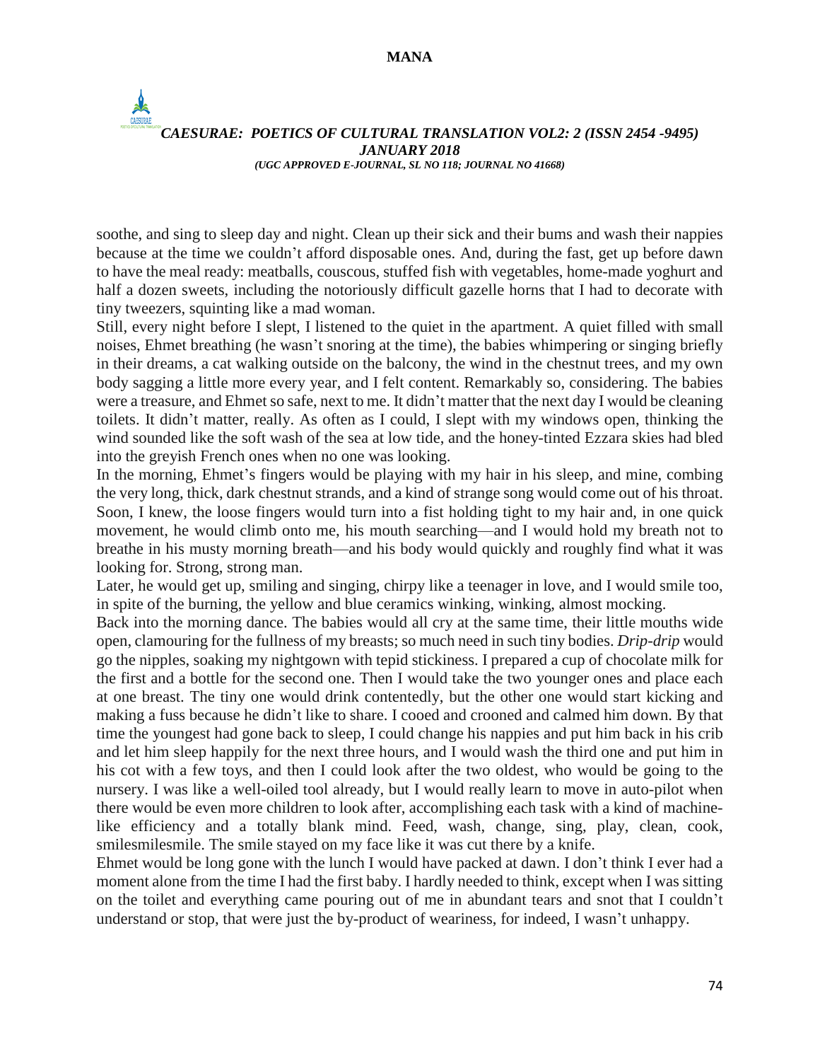soothe, and sing to sleep day and night. Clean up their sick and their bums and wash their nappies because at the time we couldn't afford disposable ones. And, during the fast, get up before dawn to have the meal ready: meatballs, couscous, stuffed fish with vegetables, home-made yoghurt and half a dozen sweets, including the notoriously difficult gazelle horns that I had to decorate with tiny tweezers, squinting like a mad woman.

Still, every night before I slept, I listened to the quiet in the apartment. A quiet filled with small noises, Ehmet breathing (he wasn't snoring at the time), the babies whimpering or singing briefly in their dreams, a cat walking outside on the balcony, the wind in the chestnut trees, and my own body sagging a little more every year, and I felt content. Remarkably so, considering. The babies were a treasure, and Ehmet so safe, next to me. It didn't matter that the next day I would be cleaning toilets. It didn't matter, really. As often as I could, I slept with my windows open, thinking the wind sounded like the soft wash of the sea at low tide, and the honey-tinted Ezzara skies had bled into the greyish French ones when no one was looking.

In the morning, Ehmet's fingers would be playing with my hair in his sleep, and mine, combing the very long, thick, dark chestnut strands, and a kind of strange song would come out of his throat. Soon, I knew, the loose fingers would turn into a fist holding tight to my hair and, in one quick movement, he would climb onto me, his mouth searching—and I would hold my breath not to breathe in his musty morning breath—and his body would quickly and roughly find what it was looking for. Strong, strong man.

Later, he would get up, smiling and singing, chirpy like a teenager in love, and I would smile too, in spite of the burning, the yellow and blue ceramics winking, winking, almost mocking.

Back into the morning dance. The babies would all cry at the same time, their little mouths wide open, clamouring for the fullness of my breasts; so much need in such tiny bodies. *Drip-drip* would go the nipples, soaking my nightgown with tepid stickiness. I prepared a cup of chocolate milk for the first and a bottle for the second one. Then I would take the two younger ones and place each at one breast. The tiny one would drink contentedly, but the other one would start kicking and making a fuss because he didn't like to share. I cooed and crooned and calmed him down. By that time the youngest had gone back to sleep, I could change his nappies and put him back in his crib and let him sleep happily for the next three hours, and I would wash the third one and put him in his cot with a few toys, and then I could look after the two oldest, who would be going to the nursery. I was like a well-oiled tool already, but I would really learn to move in auto-pilot when there would be even more children to look after, accomplishing each task with a kind of machine-like efficiency and a totally blank mind. Feed, wash, change, sing, play, clean, cook, smilesmilesmile. The smile stayed on my face like it was cut there by a knife.

Ehmet would be long gone with the lunch I would have packed at dawn. I don't think I ever had a moment alone from the time I had the first baby. I hardly needed to think, except when I was sitting on the toilet and everything came pouring out of me in abundant tears and snot that I couldn't understand or stop, that were just the by-product of weariness, for indeed, I wasn't unhappy.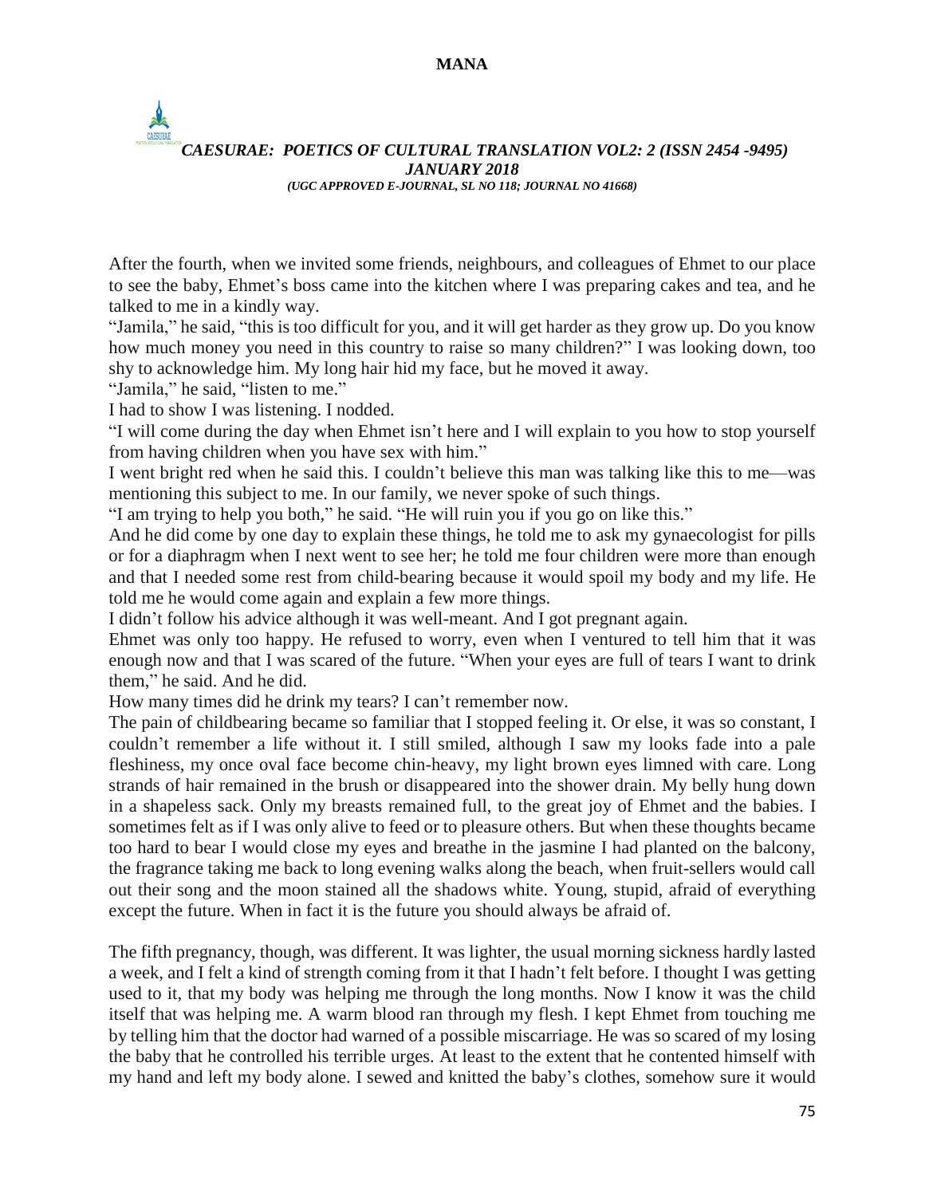After the fourth, when we invited some friends, neighbours, and colleagues of Ehmet to our place to see the baby, Ehmet's boss came into the kitchen where I was preparing cakes and tea, and he talked to me in a kindly way.

"Jamila," he said, "this is too difficult for you, and it will get harder as they grow up. Do you know how much money you need in this country to raise so many children?" I was looking down, too shy to acknowledge him. My long hair hid my face, but he moved it away.

"Jamila," he said, "listen to me."

I had to show I was listening. I nodded.

"I will come during the day when Ehmet isn't here and I will explain to you how to stop yourself from having children when you have sex with him."

I went bright red when he said this. I couldn't believe this man was talking like this to me—was mentioning this subject to me. In our family, we never spoke of such things.

"I am trying to help you both," he said. "He will ruin you if you go on like this."

And he did come by one day to explain these things, he told me to ask my gynaecologist for pills or for a diaphragm when I next went to see her; he told me four children were more than enough and that I needed some rest from child-bearing because it would spoil my body and my life. He told me he would come again and explain a few more things.

I didn't follow his advice although it was well-meant. And I got pregnant again.

Ehmet was only too happy. He refused to worry, even when I ventured to tell him that it was enough now and that I was scared of the future. "When your eyes are full of tears I want to drink them," he said. And he did.

How many times did he drink my tears? I can't remember now.

The pain of childbearing became so familiar that I stopped feeling it. Or else, it was so constant, I couldn't remember a life without it. I still smiled, although I saw my looks fade into a pale fleshiness, my once oval face become chin-heavy, my light brown eyes limned with care. Long strands of hair remained in the brush or disappeared into the shower drain. My belly hung down in a shapeless sack. Only my breasts remained full, to the great joy of Ehmet and the babies. I sometimes felt as if I was only alive to feed or to pleasure others. But when these thoughts became too hard to bear I would close my eyes and breathe in the jasmine I had planted on the balcony, the fragrance taking me back to long evening walks along the beach, when fruit-sellers would call out their song and the moon stained all the shadows white. Young, stupid, afraid of everything except the future. When in fact it is the future you should always be afraid of.

The fifth pregnancy, though, was different. It was lighter, the usual morning sickness hardly lasted a week, and I felt a kind of strength coming from it that I hadn't felt before. I thought I was getting used to it, that my body was helping me through the long months. Now I know it was the child itself that was helping me. A warm blood ran through my flesh. I kept Ehmet from touching me by telling him that the doctor had warned of a possible miscarriage. He was so scared of my losing the baby that he controlled his terrible urges. At least to the extent that he contented himself with my hand and left my body alone. I sewed and knitted the baby's clothes, somehow sure it would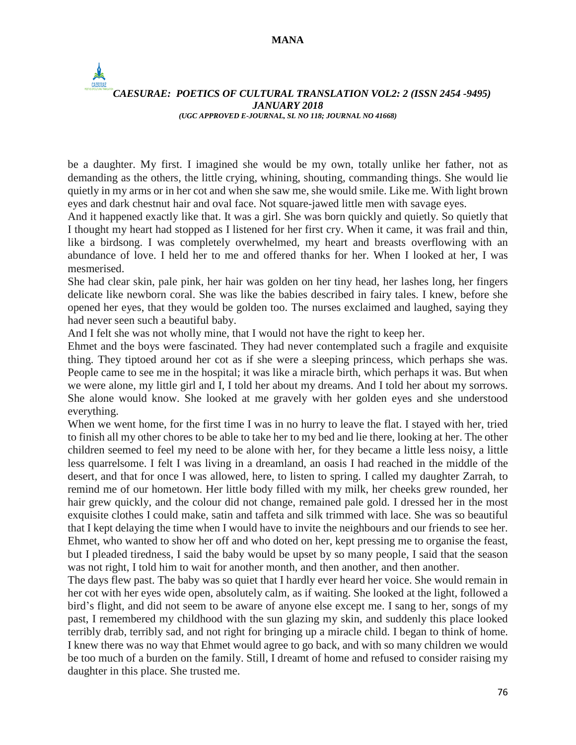be a daughter. My first. I imagined she would be my own, totally unlike her father, not as demanding as the others, the little crying, whining, shouting, commanding things. She would lie quietly in my arms or in her cot and when she saw me, she would smile. Like me. With light brown eyes and dark chestnut hair and oval face. Not square-jawed little men with savage eyes.

And it happened exactly like that. It was a girl. She was born quickly and quietly. So quietly that I thought my heart had stopped as I listened for her first cry. When it came, it was frail and thin, like a birdsong. I was completely overwhelmed, my heart and breasts overflowing with an abundance of love. I held her to me and offered thanks for her. When I looked at her, I was mesmerised.

She had clear skin, pale pink, her hair was golden on her tiny head, her lashes long, her fingers delicate like newborn coral. She was like the babies described in fairy tales. I knew, before she opened her eyes, that they would be golden too. The nurses exclaimed and laughed, saying they had never seen such a beautiful baby.

And I felt she was not wholly mine, that I would not have the right to keep her.

Ehmet and the boys were fascinated. They had never contemplated such a fragile and exquisite thing. They tiptoed around her cot as if she were a sleeping princess, which perhaps she was. People came to see me in the hospital; it was like a miracle birth, which perhaps it was. But when we were alone, my little girl and I, I told her about my dreams. And I told her about my sorrows. She alone would know. She looked at me gravely with her golden eyes and she understood everything.

When we went home, for the first time I was in no hurry to leave the flat. I stayed with her, tried to finish all my other chores to be able to take her to my bed and lie there, looking at her. The other children seemed to feel my need to be alone with her, for they became a little less noisy, a little less quarrelsome. I felt I was living in a dreamland, an oasis I had reached in the middle of the desert, and that for once I was allowed, here, to listen to spring. I called my daughter Zarrah, to remind me of our hometown. Her little body filled with my milk, her cheeks grew rounded, her hair grew quickly, and the colour did not change, remained pale gold. I dressed her in the most exquisite clothes I could make, satin and taffeta and silk trimmed with lace. She was so beautiful that I kept delaying the time when I would have to invite the neighbours and our friends to see her. Ehmet, who wanted to show her off and who doted on her, kept pressing me to organise the feast, but I pleaded tiredness, I said the baby would be upset by so many people, I said that the season was not right, I told him to wait for another month, and then another, and then another.

The days flew past. The baby was so quiet that I hardly ever heard her voice. She would remain in her cot with her eyes wide open, absolutely calm, as if waiting. She looked at the light, followed a bird's flight, and did not seem to be aware of anyone else except me. I sang to her, songs of my past, I remembered my childhood with the sun glazing my skin, and suddenly this place looked terribly drab, terribly sad, and not right for bringing up a miracle child. I began to think of home. I knew there was no way that Ehmet would agree to go back, and with so many children we would be too much of a burden on the family. Still, I dreamt of home and refused to consider raising my daughter in this place. She trusted me.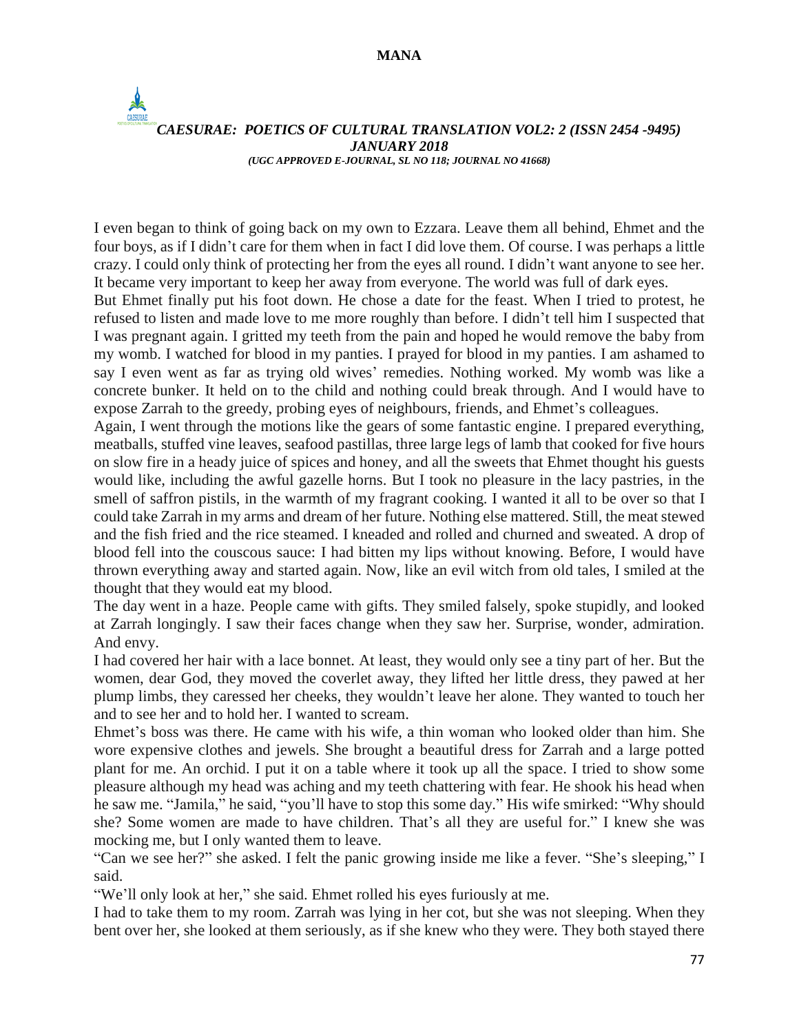I even began to think of going back on my own to Ezzara. Leave them all behind, Ehmet and the four boys, as if I didn't care for them when in fact I did love them. Of course. I was perhaps a little crazy. I could only think of protecting her from the eyes all round. I didn't want anyone to see her. It became very important to keep her away from everyone. The world was full of dark eyes.

But Ehmet finally put his foot down. He chose a date for the feast. When I tried to protest, he refused to listen and made love to me more roughly than before. I didn't tell him I suspected that I was pregnant again. I gritted my teeth from the pain and hoped he would remove the baby from my womb. I watched for blood in my panties. I prayed for blood in my panties. I am ashamed to say I even went as far as trying old wives' remedies. Nothing worked. My womb was like a concrete bunker. It held on to the child and nothing could break through. And I would have to expose Zarrah to the greedy, probing eyes of neighbours, friends, and Ehmet's colleagues.

Again, I went through the motions like the gears of some fantastic engine. I prepared everything, meatballs, stuffed vine leaves, seafood pastillas, three large legs of lamb that cooked for five hours on slow fire in a heady juice of spices and honey, and all the sweets that Ehmet thought his guests would like, including the awful gazelle horns. But I took no pleasure in the lacy pastries, in the smell of saffron pistils, in the warmth of my fragrant cooking. I wanted it all to be over so that I could take Zarrah in my arms and dream of her future. Nothing else mattered. Still, the meat stewed and the fish fried and the rice steamed. I kneaded and rolled and churned and sweated. A drop of blood fell into the couscous sauce: I had bitten my lips without knowing. Before, I would have thrown everything away and started again. Now, like an evil witch from old tales, I smiled at the thought that they would eat my blood.

The day went in a haze. People came with gifts. They smiled falsely, spoke stupidly, and looked at Zarrah longingly. I saw their faces change when they saw her. Surprise, wonder, admiration. And envy.

I had covered her hair with a lace bonnet. At least, they would only see a tiny part of her. But the women, dear God, they moved the coverlet away, they lifted her little dress, they pawed at her plump limbs, they caressed her cheeks, they wouldn't leave her alone. They wanted to touch her and to see her and to hold her. I wanted to scream.

Ehmet's boss was there. He came with his wife, a thin woman who looked older than him. She wore expensive clothes and jewels. She brought a beautiful dress for Zarrah and a large potted plant for me. An orchid. I put it on a table where it took up all the space. I tried to show some pleasure although my head was aching and my teeth chattering with fear. He shook his head when he saw me. "Jamila," he said, "you'll have to stop this some day." His wife smirked: "Why should she? Some women are made to have children. That's all they are useful for." I knew she was mocking me, but I only wanted them to leave.

"Can we see her?" she asked. I felt the panic growing inside me like a fever. "She's sleeping," I said.

"We'll only look at her," she said. Ehmet rolled his eyes furiously at me.

I had to take them to my room. Zarrah was lying in her cot, but she was not sleeping. When they bent over her, she looked at them seriously, as if she knew who they were. They both stayed there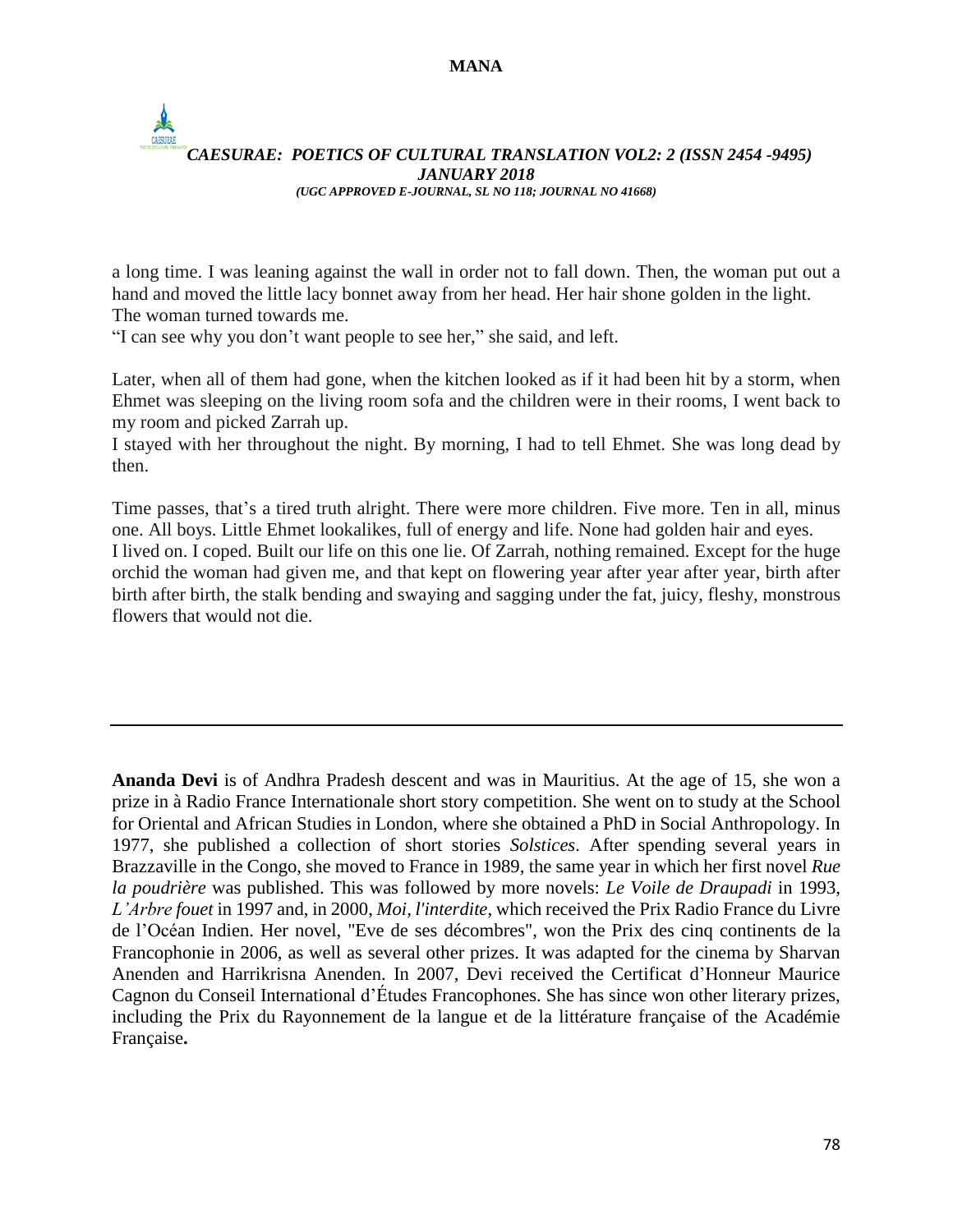a long time. I was leaning against the wall in order not to fall down. Then, the woman put out a hand and moved the little lacy bonnet away from her head. Her hair shone golden in the light. The woman turned towards me.

"I can see why you don't want people to see her," she said, and left.

Later, when all of them had gone, when the kitchen looked as if it had been hit by a storm, when Ehmet was sleeping on the living room sofa and the children were in their rooms, I went back to my room and picked Zarrah up.

I stayed with her throughout the night. By morning, I had to tell Ehmet. She was long dead by then.

Time passes, that's a tired truth alright. There were more children. Five more. Ten in all, minus one. All boys. Little Ehmet lookalikes, full of energy and life. None had golden hair and eyes.

I lived on. I coped. Built our life on this one lie. Of Zarrah, nothing remained. Except for the huge orchid the woman had given me, and that kept on flowering year after year after year, birth after birth after birth, the stalk bending and swaying and sagging under the fat, juicy, fleshy, monstrous flowers that would not die.

---

**Ananda Devi** is of Andhra Pradesh descent and was in Mauritius. At the age of 15, she won a prize in à Radio France Internationale short story competition. She went on to study at the School for Oriental and African Studies in London, where she obtained a PhD in Social Anthropology. In 1977, she published a collection of short stories *Solstices*. After spending several years in Brazzaville in the Congo, she moved to France in 1989, the same year in which her first novel *Rue la poudrière* was published. This was followed by more novels: *Le Voile de Draupadi* in 1993, *L'Arbre fouet* in 1997 and, in 2000, *Moi, l'interdite*, which received the Prix Radio France du Livre de l'Océan Indien. Her novel, "Eve de ses décombres", won the Prix des cinq continents de la Francophonie in 2006, as well as several other prizes. It was adapted for the cinema by Sharvan Anenden and Harrikrisna Anenden. In 2007, Devi received the Certificat d'Honneur Maurice Cagnon du Conseil International d'Études Francophones. She has since won other literary prizes, including the Prix du Rayonnement de la langue et de la littérature française of the Académie Française**.**